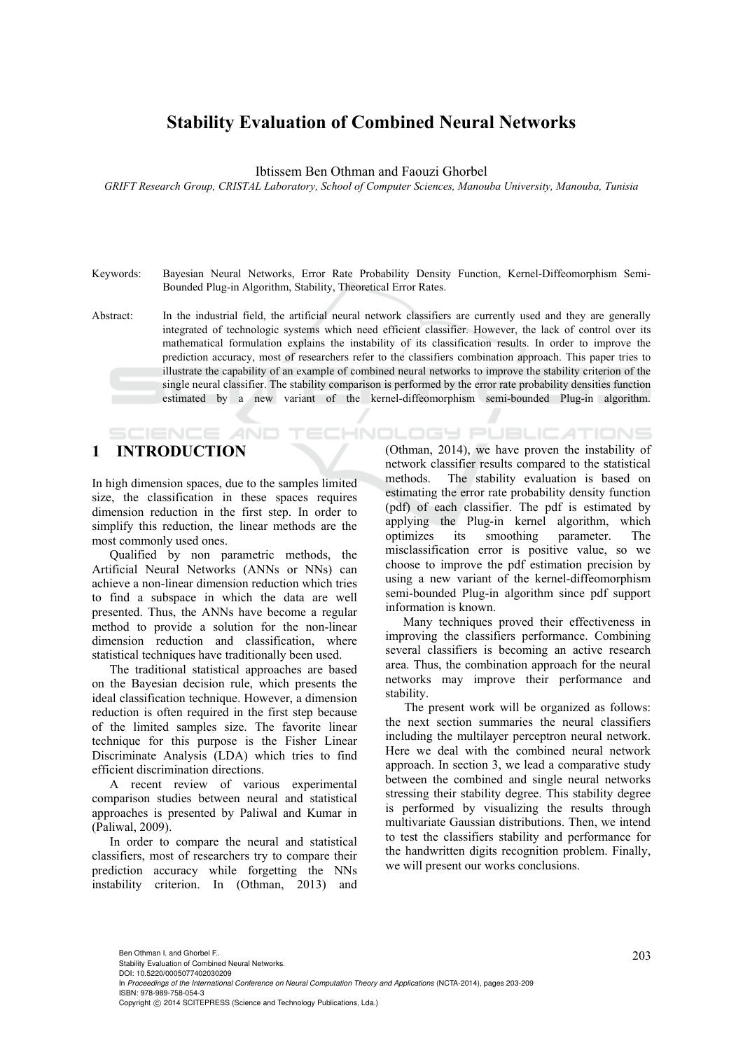# Stability Evaluation of Combined Neural Networks

Ibtissem Ben Othman and Faouzi Ghorbel

*GRIFT Research Group, CRISTAL Laboratory, School of Computer Sciences, Manouba University, Manouba, Tunisia*

Keywords: Bayesian Neural Networks, Error Rate Probability Density Function, Kernel-Diffeomorphism Semi-Bounded Plug-in Algorithm, Stability, Theoretical Error Rates.

Abstract: In the industrial field, the artificial neural network classifiers are currently used and they are generally integrated of technologic systems which need efficient classifier. However, the lack of control over its mathematical formulation explains the instability of its classification results. In order to improve the prediction accuracy, most of researchers refer to the classifiers combination approach. This paper tries to illustrate the capability of an example of combined neural networks to improve the stability criterion of the single neural classifier. The stability comparison is performed by the error rate probability densities function estimated by a new variant of the kernel-diffeomorphism semi-bounded Plug-in algorithm.

## 1 INTRODUCTION

In high dimension spaces, due to the samples limited size, the classification in these spaces requires dimension reduction in the first step. In order to simplify this reduction, the linear methods are the most commonly used ones.

Qualified by non parametric methods, the Artificial Neural Networks (ANNs or NNs) can achieve a non-linear dimension reduction which tries to find a subspace in which the data are well presented. Thus, the ANNs have become a regular method to provide a solution for the non-linear dimension reduction and classification, where statistical techniques have traditionally been used.

The traditional statistical approaches are based on the Bayesian decision rule, which presents the ideal classification technique. However, a dimension reduction is often required in the first step because of the limited samples size. The favorite linear technique for this purpose is the Fisher Linear Discriminate Analysis (LDA) which tries to find efficient discrimination directions.

A recent review of various experimental comparison studies between neural and statistical approaches is presented by Paliwal and Kumar in (Paliwal, 2009).

In order to compare the neural and statistical classifiers, most of researchers try to compare their prediction accuracy while forgetting the NNs instability criterion. In (Othman, 2013) and (Othman, 2014), we have proven the instability of network classifier results compared to the statistical methods. The stability evaluation is based on estimating the error rate probability density function (pdf) of each classifier. The pdf is estimated by applying the Plug-in kernel algorithm, which optimizes its smoothing parameter. The misclassification error is positive value, so we choose to improve the pdf estimation precision by using a new variant of the kernel-diffeomorphism semi-bounded Plug-in algorithm since pdf support information is known.

Many techniques proved their effectiveness in improving the classifiers performance. Combining several classifiers is becoming an active research area. Thus, the combination approach for the neural networks may improve their performance and stability.

The present work will be organized as follows: the next section summaries the neural classifiers including the multilayer perceptron neural network. Here we deal with the combined neural network approach. In section 3, we lead a comparative study between the combined and single neural networks stressing their stability degree. This stability degree is performed by visualizing the results through multivariate Gaussian distributions. Then, we intend to test the classifiers stability and performance for the handwritten digits recognition problem. Finally, we will present our works conclusions.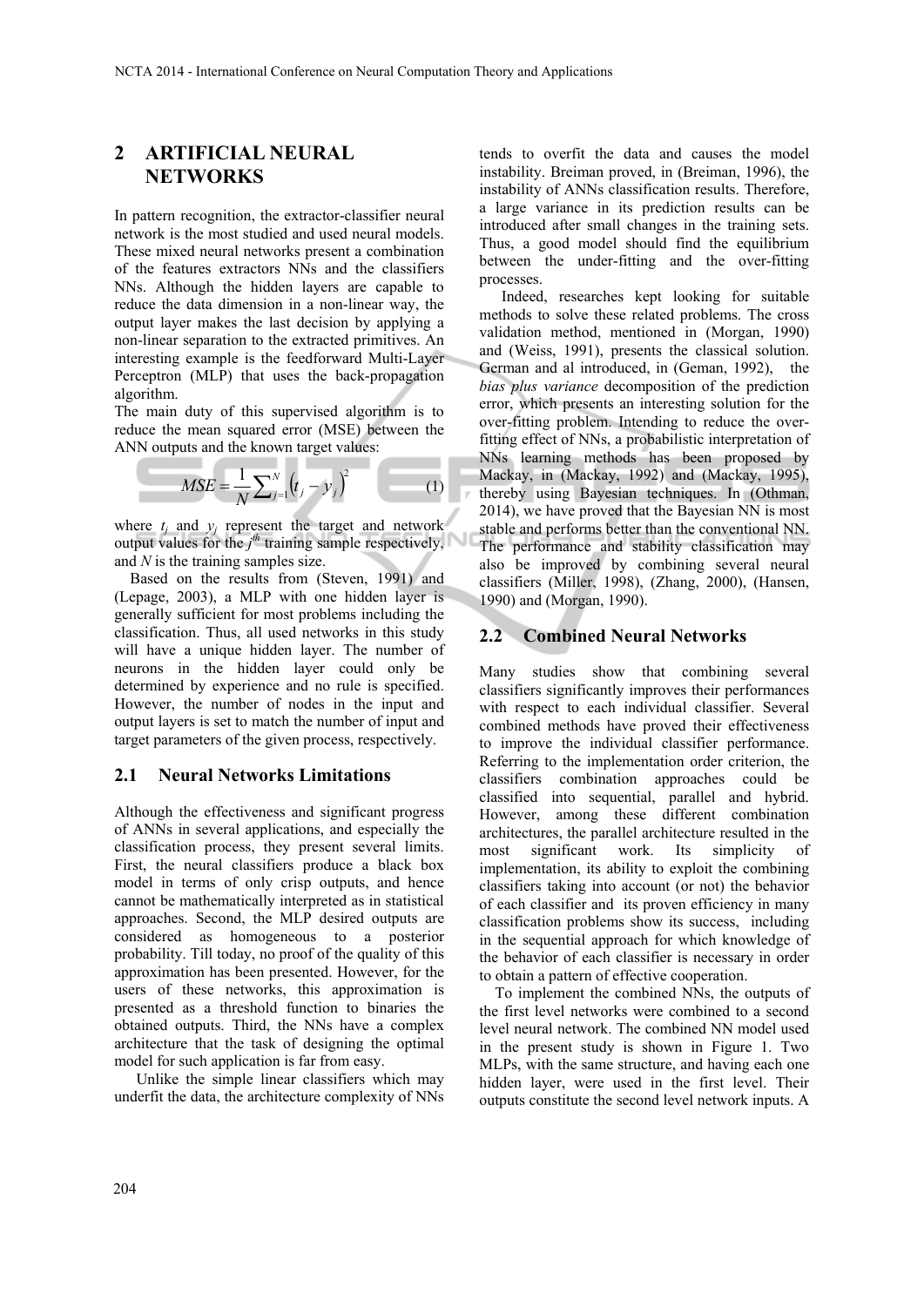## 2 ARTIFICIAL NEURAL NETWORKS

In pattern recognition, the extractor-classifier neural network is the most studied and used neural models. These mixed neural networks present a combination of the features extractors NNs and the classifiers NNs. Although the hidden layers are capable to reduce the data dimension in a non-linear way, the output layer makes the last decision by applying a non-linear separation to the extracted primitives. An interesting example is the feedforward Multi-Layer Perceptron (MLP) that uses the back-propagation algorithm.

The main duty of this supervised algorithm is to reduce the mean squared error (MSE) between the ANN outputs and the known target values:

$$MSE = \frac{1}{N}\sum_{j=1}^{N}\left(t_j - y_j\right)^2 \qquad (1)$$

where $t_j$ and $y_j$ represent the target and network output values for the $j^{th}$ training sample respectively, and $N$ is the training samples size.

Based on the results from (Steven, 1991) and (Lepage, 2003), a MLP with one hidden layer is generally sufficient for most problems including the classification. Thus, all used networks in this study will have a unique hidden layer. The number of neurons in the hidden layer could only be determined by experience and no rule is specified. However, the number of nodes in the input and output layers is set to match the number of input and target parameters of the given process, respectively.

### 2.1 Neural Networks Limitations

Although the effectiveness and significant progress of ANNs in several applications, and especially the classification process, they present several limits. First, the neural classifiers produce a black box model in terms of only crisp outputs, and hence cannot be mathematically interpreted as in statistical approaches. Second, the MLP desired outputs are considered as homogeneous to a posterior probability. Till today, no proof of the quality of this approximation has been presented. However, for the users of these networks, this approximation is presented as a threshold function to binaries the obtained outputs. Third, the NNs have a complex architecture that the task of designing the optimal model for such application is far from easy.

Unlike the simple linear classifiers which may underfit the data, the architecture complexity of NNs tends to overfit the data and causes the model instability. Breiman proved, in (Breiman, 1996), the instability of ANNs classification results. Therefore, a large variance in its prediction results can be introduced after small changes in the training sets. Thus, a good model should find the equilibrium between the under-fitting and the over-fitting processes.

Indeed, researches kept looking for suitable methods to solve these related problems. The cross validation method, mentioned in (Morgan, 1990) and (Weiss, 1991), presents the classical solution. German and al introduced, in (Geman, 1992), the *bias plus variance* decomposition of the prediction error, which presents an interesting solution for the over-fitting problem. Intending to reduce the over-fitting effect of NNs, a probabilistic interpretation of NNs learning methods has been proposed by Mackay, in (Mackay, 1992) and (Mackay, 1995), thereby using Bayesian techniques. In (Othman, 2014), we have proved that the Bayesian NN is most stable and performs better than the conventional NN. The performance and stability classification may also be improved by combining several neural classifiers (Miller, 1998), (Zhang, 2000), (Hansen, 1990) and (Morgan, 1990).

### 2.2 Combined Neural Networks

Many studies show that combining several classifiers significantly improves their performances with respect to each individual classifier. Several combined methods have proved their effectiveness to improve the individual classifier performance. Referring to the implementation order criterion, the classifiers combination approaches could be classified into sequential, parallel and hybrid. However, among these different combination architectures, the parallel architecture resulted in the most significant work. Its simplicity of implementation, its ability to exploit the combining classifiers taking into account (or not) the behavior of each classifier and its proven efficiency in many classification problems show its success, including in the sequential approach for which knowledge of the behavior of each classifier is necessary in order to obtain a pattern of effective cooperation.

To implement the combined NNs, the outputs of the first level networks were combined to a second level neural network. The combined NN model used in the present study is shown in Figure 1. Two MLPs, with the same structure, and having each one hidden layer, were used in the first level. Their outputs constitute the second level network inputs. A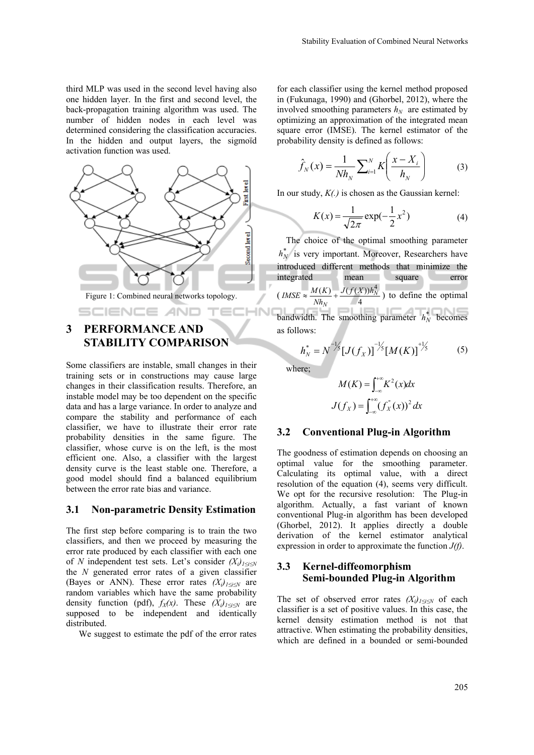third MLP was used in the second level having also one hidden layer. In the first and second level, the back-propagation training algorithm was used. The number of hidden nodes in each level was determined considering the classification accuracies. In the hidden and output layers, the sigmoïd activation function was used.

Figure 1: Combined neural networks topology.

## 3 PERFORMANCE AND STABILITY COMPARISON

Some classifiers are instable, small changes in their training sets or in constructions may cause large changes in their classification results. Therefore, an instable model may be too dependent on the specific data and has a large variance. In order to analyze and compare the stability and performance of each classifier, we have to illustrate their error rate probability densities in the same figure. The classifier, whose curve is on the left, is the most efficient one. Also, a classifier with the largest density curve is the least stable one. Therefore, a good model should find a balanced equilibrium between the error rate bias and variance.

### 3.1 Non-parametric Density Estimation

The first step before comparing is to train the two classifiers, and then we proceed by measuring the error rate produced by each classifier with each one of $N$ independent test sets. Let's consider $(X_i)_{1\leq i\leq N}$ the $N$ generated error rates of a given classifier (Bayes or ANN). These error rates $(X_i)_{1\leq i\leq N}$ are random variables which have the same probability density function (pdf), $f_X(x)$. These $(X_i)_{1\leq i\leq N}$ are supposed to be independent and identically distributed.

We suggest to estimate the pdf of the error rates for each classifier using the kernel method proposed in (Fukunaga, 1990) and (Ghorbel, 2012), where the involved smoothing parameters $h_N$ are estimated by optimizing an approximation of the integrated mean square error (IMSE). The kernel estimator of the probability density is defined as follows:

$$\hat{f}_N(x) = \frac{1}{Nh_N}\sum_{i=1}^{N} K\left(\frac{x - X_i}{h_N}\right) \tag{3}$$

In our study, $K(.)$ is chosen as the Gaussian kernel:

$$K(x) = \frac{1}{\sqrt{2\pi}}\exp(-\frac{1}{2}x^2) \tag{4}$$

The choice of the optimal smoothing parameter $h_N^*$ is very important. Moreover, Researchers have introduced different methods that minimize the integrated mean square error ($IMSE \approx \frac{M(K)}{Nh_N} + \frac{J(f(X))h_N^4}{4}$) to define the optimal bandwidth. The smoothing parameter $h_N^*$ becomes as follows:

$$h_N^* = N^{-1/5}[J(f_X)]^{-1/5}[M(K)]^{+1/5} \tag{5}$$

where;

$$M(K) = \int_{-\infty}^{+\infty} K^2(x)dx$$

$$J(f_X) = \int_{-\infty}^{+\infty} (f_X''(x))^2\, dx$$

### 3.2 Conventional Plug-in Algorithm

The goodness of estimation depends on choosing an optimal value for the smoothing parameter. Calculating its optimal value, with a direct resolution of the equation (4), seems very difficult. We opt for the recursive resolution: The Plug-in algorithm. Actually, a fast variant of known conventional Plug-in algorithm has been developed (Ghorbel, 2012). It applies directly a double derivation of the kernel estimator analytical expression in order to approximate the function $J(f)$.

### 3.3 Kernel-diffeomorphism Semi-bounded Plug-in Algorithm

The set of observed error rates $(X_i)_{1\leq i\leq N}$ of each classifier is a set of positive values. In this case, the kernel density estimation method is not that attractive. When estimating the probability densities, which are defined in a bounded or semi-bounded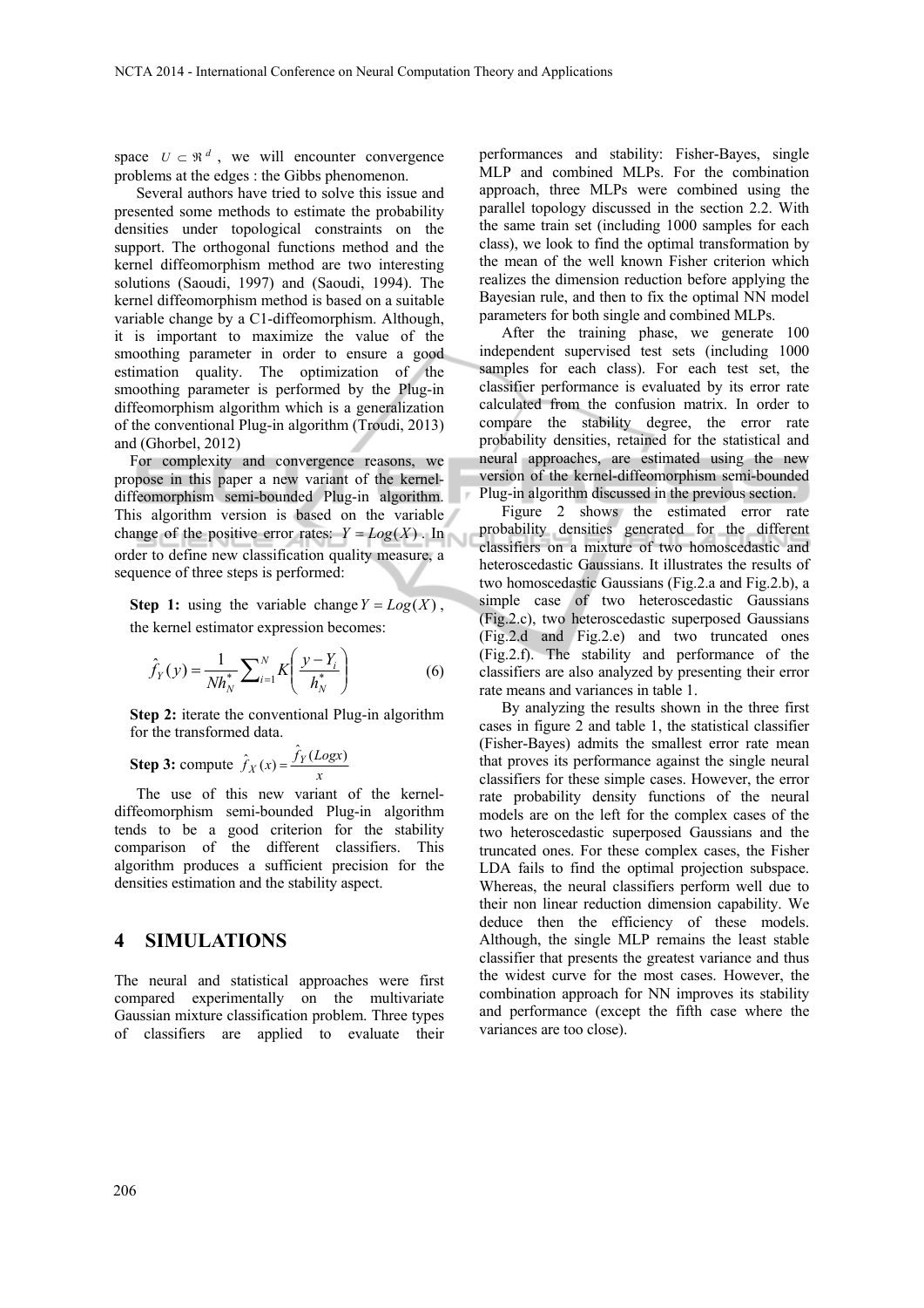space $U \subset \Re^d$, we will encounter convergence problems at the edges : the Gibbs phenomenon.

Several authors have tried to solve this issue and presented some methods to estimate the probability densities under topological constraints on the support. The orthogonal functions method and the kernel diffeomorphism method are two interesting solutions (Saoudi, 1997) and (Saoudi, 1994). The kernel diffeomorphism method is based on a suitable variable change by a C1-diffeomorphism. Although, it is important to maximize the value of the smoothing parameter in order to ensure a good estimation quality. The optimization of the smoothing parameter is performed by the Plug-in diffeomorphism algorithm which is a generalization of the conventional Plug-in algorithm (Troudi, 2013) and (Ghorbel, 2012)

For complexity and convergence reasons, we propose in this paper a new variant of the kernel-diffeomorphism semi-bounded Plug-in algorithm. This algorithm version is based on the variable change of the positive error rates: $Y = Log(X)$. In order to define new classification quality measure, a sequence of three steps is performed:

**Step 1:** using the variable change $Y = Log(X)$, the kernel estimator expression becomes:

$$\hat{f}_Y(y) = \frac{1}{Nh_N^*}\sum_{i=1}^{N} K\left(\frac{y - Y_i}{h_N^*}\right) \tag{6}$$

**Step 2:** iterate the conventional Plug-in algorithm for the transformed data.

**Step 3:** compute $\hat{f}_X(x) = \frac{\hat{f}_Y(Logx)}{x}$

The use of this new variant of the kernel-diffeomorphism semi-bounded Plug-in algorithm tends to be a good criterion for the stability comparison of the different classifiers. This algorithm produces a sufficient precision for the densities estimation and the stability aspect.

# 4 SIMULATIONS

The neural and statistical approaches were first compared experimentally on the multivariate Gaussian mixture classification problem. Three types of classifiers are applied to evaluate their performances and stability: Fisher-Bayes, single MLP and combined MLPs. For the combination approach, three MLPs were combined using the parallel topology discussed in the section 2.2. With the same train set (including 1000 samples for each class), we look to find the optimal transformation by the mean of the well known Fisher criterion which realizes the dimension reduction before applying the Bayesian rule, and then to fix the optimal NN model parameters for both single and combined MLPs.

After the training phase, we generate 100 independent supervised test sets (including 1000 samples for each class). For each test set, the classifier performance is evaluated by its error rate calculated from the confusion matrix. In order to compare the stability degree, the error rate probability densities, retained for the statistical and neural approaches, are estimated using the new version of the kernel-diffeomorphism semi-bounded Plug-in algorithm discussed in the previous section.

Figure 2 shows the estimated error rate probability densities generated for the different classifiers on a mixture of two homoscedastic and heteroscedastic Gaussians. It illustrates the results of two homoscedastic Gaussians (Fig.2.a and Fig.2.b), a simple case of two heteroscedastic Gaussians (Fig.2.c), two heteroscedastic superposed Gaussians (Fig.2.d and Fig.2.e) and two truncated ones (Fig.2.f). The stability and performance of the classifiers are also analyzed by presenting their error rate means and variances in table 1.

By analyzing the results shown in the three first cases in figure 2 and table 1, the statistical classifier (Fisher-Bayes) admits the smallest error rate mean that proves its performance against the single neural classifiers for these simple cases. However, the error rate probability density functions of the neural models are on the left for the complex cases of the two heteroscedastic superposed Gaussians and the truncated ones. For these complex cases, the Fisher LDA fails to find the optimal projection subspace. Whereas, the neural classifiers perform well due to their non linear reduction dimension capability. We deduce then the efficiency of these models. Although, the single MLP remains the least stable classifier that presents the greatest variance and thus the widest curve for the most cases. However, the combination approach for NN improves its stability and performance (except the fifth case where the variances are too close).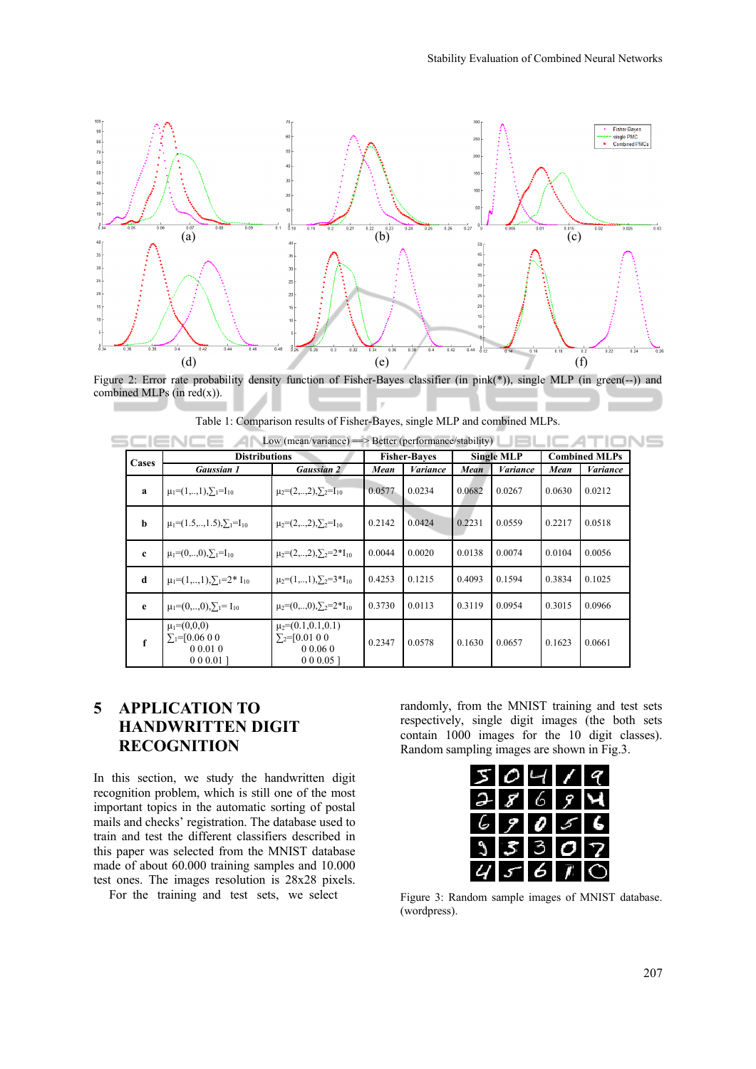Figure 2: Error rate probability density function of Fisher-Bayes classifier (in pink(*)), single MLP (in green(--)) and combined MLPs (in red(x)).

Table 1: Comparison results of Fisher-Bayes, single MLP and combined MLPs.

Low (mean/variance) ==> Better (performance/stability)

| Cases | Distributions | | Fisher-Bayes | | Single MLP | | Combined MLPs | |
|---|---|---|---|---|---|---|---|---|
| | *Gaussian 1* | *Gaussian 2* | *Mean* | *Variance* | *Mean* | *Variance* | *Mean* | *Variance* |
| **a** | $\mu_1=(1,..,1), \sum_1=I_{10}$ | $\mu_2=(2,..,2), \sum_2=I_{10}$ | 0.0577 | 0.0234 | 0.0682 | 0.0267 | 0.0630 | 0.0212 |
| **b** | $\mu_1=(1.5,..,1.5), \sum_1=I_{10}$ | $\mu_2=(2,..,2), \sum_2=I_{10}$ | 0.2142 | 0.0424 | 0.2231 | 0.0559 | 0.2217 | 0.0518 |
| **c** | $\mu_1=(0,..,0), \sum_1=I_{10}$ | $\mu_2=(2,..,2), \sum_2=2*I_{10}$ | 0.0044 | 0.0020 | 0.0138 | 0.0074 | 0.0104 | 0.0056 |
| **d** | $\mu_1=(1,..,1), \sum_1=2* I_{10}$ | $\mu_2=(1,..,1), \sum_2=3*I_{10}$ | 0.4253 | 0.1215 | 0.4093 | 0.1594 | 0.3834 | 0.1025 |
| **e** | $\mu_1=(0,..,0), \sum_1= I_{10}$ | $\mu_2=(0,..,0), \sum_2=2*I_{10}$ | 0.3730 | 0.0113 | 0.3119 | 0.0954 | 0.3015 | 0.0966 |
| **f** | $\mu_1=(0,0,0)$ $\sum_1=$[0.06 0 0 ; 0 0.01 0 ; 0 0 0.01 ] | $\mu_2=(0.1,0.1,0.1)$ $\sum_2=$[0.01 0 0 ; 0 0.06 0 ; 0 0 0.05 ] | 0.2347 | 0.0578 | 0.1630 | 0.0657 | 0.1623 | 0.0661 |

# 5 APPLICATION TO HANDWRITTEN DIGIT RECOGNITION

In this section, we study the handwritten digit recognition problem, which is still one of the most important topics in the automatic sorting of postal mails and checks' registration. The database used to train and test the different classifiers described in this paper was selected from the MNIST database made of about 60.000 training samples and 10.000 test ones. The images resolution is 28x28 pixels.

For the training and test sets, we select randomly, from the MNIST training and test sets respectively, single digit images (the both sets contain 1000 images for the 10 digit classes). Random sampling images are shown in Fig.3.

Figure 3: Random sample images of MNIST database. (wordpress).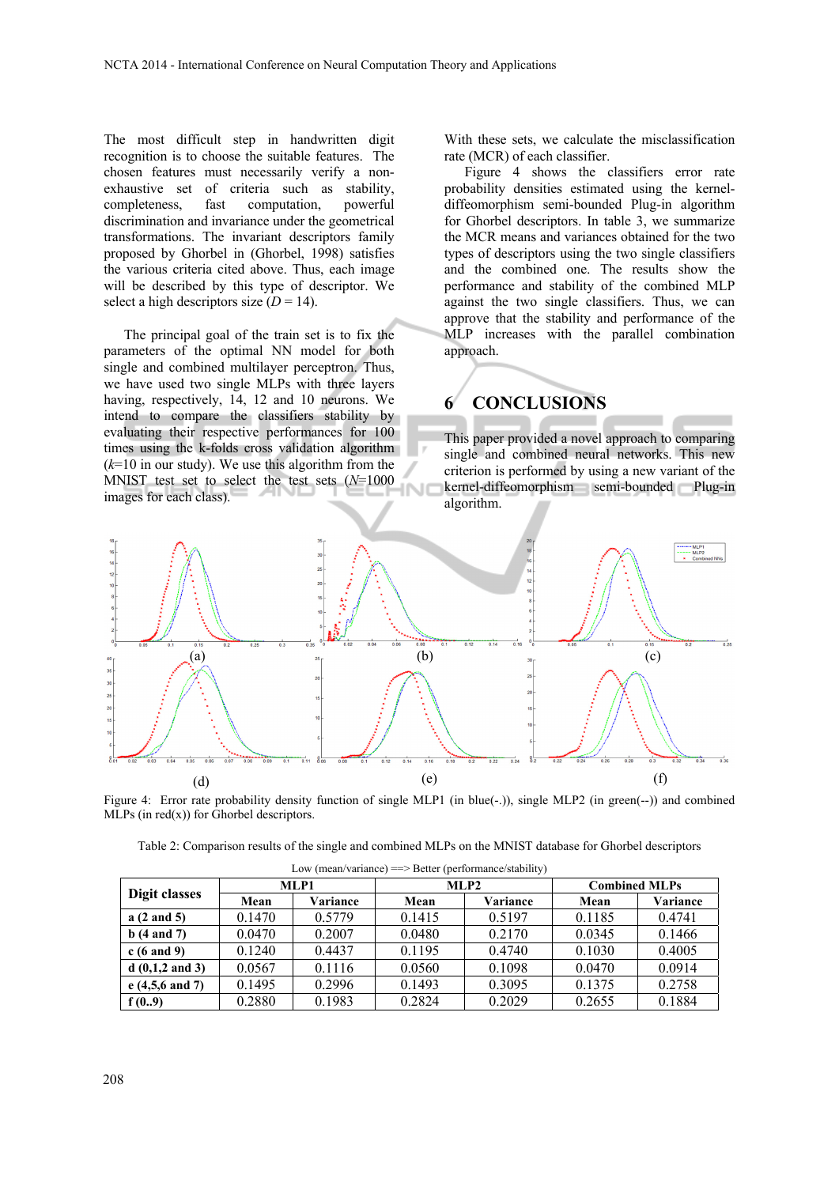The most difficult step in handwritten digit recognition is to choose the suitable features. The chosen features must necessarily verify a non-exhaustive set of criteria such as stability, completeness, fast computation, powerful discrimination and invariance under the geometrical transformations. The invariant descriptors family proposed by Ghorbel in (Ghorbel, 1998) satisfies the various criteria cited above. Thus, each image will be described by this type of descriptor. We select a high descriptors size ($D$ = 14).

The principal goal of the train set is to fix the parameters of the optimal NN model for both single and combined multilayer perceptron. Thus, we have used two single MLPs with three layers having, respectively, 14, 12 and 10 neurons. We intend to compare the classifiers stability by evaluating their respective performances for 100 times using the k-folds cross validation algorithm ($k$=10 in our study). We use this algorithm from the MNIST test set to select the test sets ($N$=1000 images for each class).

With these sets, we calculate the misclassification rate (MCR) of each classifier.

Figure 4 shows the classifiers error rate probability densities estimated using the kernel-diffeomorphism semi-bounded Plug-in algorithm for Ghorbel descriptors. In table 3, we summarize the MCR means and variances obtained for the two types of descriptors using the two single classifiers and the combined one. The results show the performance and stability of the combined MLP against the two single classifiers. Thus, we can approve that the stability and performance of the MLP increases with the parallel combination approach.

# 6 CONCLUSIONS

This paper provided a novel approach to comparing single and combined neural networks. This new criterion is performed by using a new variant of the kernel-diffeomorphism semi-bounded Plug-in algorithm.

Figure 4: Error rate probability density function of single MLP1 (in blue(-.)), single MLP2 (in green(--)) and combined MLPs (in red(x)) for Ghorbel descriptors.

Table 2: Comparison results of the single and combined MLPs on the MNIST database for Ghorbel descriptors

Low (mean/variance) ==> Better (performance/stability)

| Digit classes | MLP1 | | MLP2 | | Combined MLPs | |
|---|---|---|---|---|---|---|
| | Mean | Variance | Mean | Variance | Mean | Variance |
| **a (2 and 5)** | 0.1470 | 0.5779 | 0.1415 | 0.5197 | 0.1185 | 0.4741 |
| **b (4 and 7)** | 0.0470 | 0.2007 | 0.0480 | 0.2170 | 0.0345 | 0.1466 |
| **c (6 and 9)** | 0.1240 | 0.4437 | 0.1195 | 0.4740 | 0.1030 | 0.4005 |
| **d (0,1,2 and 3)** | 0.0567 | 0.1116 | 0.0560 | 0.1098 | 0.0470 | 0.0914 |
| **e (4,5,6 and 7)** | 0.1495 | 0.2996 | 0.1493 | 0.3095 | 0.1375 | 0.2758 |
| **f (0..9)** | 0.2880 | 0.1983 | 0.2824 | 0.2029 | 0.2655 | 0.1884 |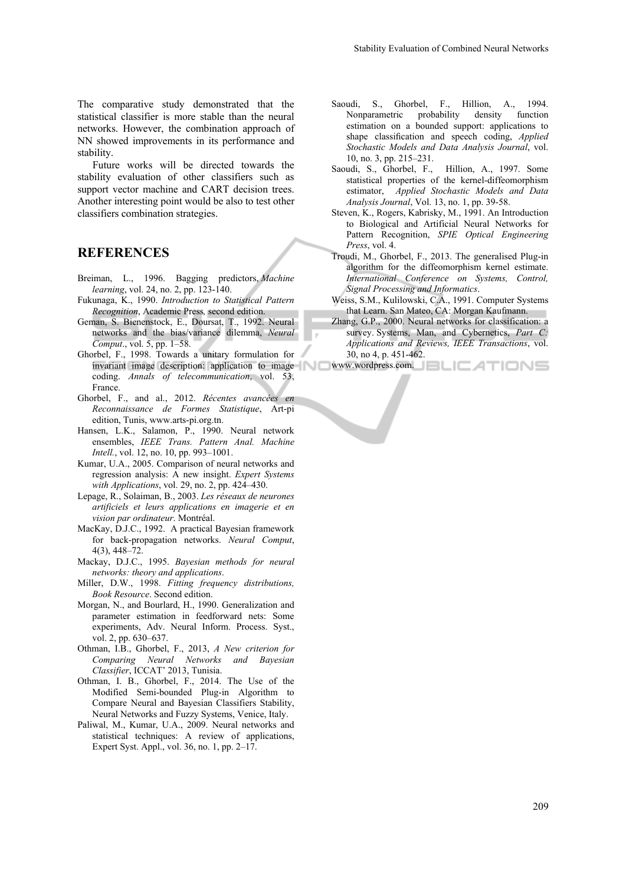The comparative study demonstrated that the statistical classifier is more stable than the neural networks. However, the combination approach of NN showed improvements in its performance and stability.

Future works will be directed towards the stability evaluation of other classifiers such as support vector machine and CART decision trees. Another interesting point would be also to test other classifiers combination strategies.

## REFERENCES

Breiman, L., 1996. Bagging predictors, *Machine learning*, vol. 24, no. 2, pp. 123-140.

Fukunaga, K., 1990. *Introduction to Statistical Pattern Recognition*, Academic Press, second edition.

Geman, S. Bienenstock, E., Doursat, T., 1992. Neural networks and the bias/variance dilemma, *Neural Comput*., vol. 5, pp. 1–58.

Ghorbel, F., 1998. Towards a unitary formulation for invariant image description: application to image coding. *Annals of telecommunication*, vol. 53, France.

Ghorbel, F., and al., 2012. *Récentes avancées en Reconnaissance de Formes Statistique*, Art-pi edition, Tunis, www.arts-pi.org.tn.

Hansen, L.K., Salamon, P., 1990. Neural network ensembles, *IEEE Trans. Pattern Anal. Machine Intell.*, vol. 12, no. 10, pp. 993–1001.

Kumar, U.A., 2005. Comparison of neural networks and regression analysis: A new insight. *Expert Systems with Applications*, vol. 29, no. 2, pp. 424–430.

Lepage, R., Solaiman, B., 2003. *Les réseaux de neurones artificiels et leurs applications en imagerie et en vision par ordinateur*. Montréal.

MacKay, D.J.C., 1992. A practical Bayesian framework for back-propagation networks. *Neural Comput*, 4(3), 448–72.

Mackay, D.J.C., 1995. *Bayesian methods for neural networks: theory and applications*.

Miller, D.W., 1998. *Fitting frequency distributions, Book Resource*. Second edition.

Morgan, N., and Bourlard, H., 1990. Generalization and parameter estimation in feedforward nets: Some experiments, Adv. Neural Inform. Process. Syst., vol. 2, pp. 630–637.

Othman, I.B., Ghorbel, F., 2013, *A New criterion for Comparing Neural Networks and Bayesian Classifier*, ICCAT' 2013, Tunisia.

Othman, I. B., Ghorbel, F., 2014. The Use of the Modified Semi-bounded Plug-in Algorithm to Compare Neural and Bayesian Classifiers Stability, Neural Networks and Fuzzy Systems, Venice, Italy.

Paliwal, M., Kumar, U.A., 2009. Neural networks and statistical techniques: A review of applications, Expert Syst. Appl., vol. 36, no. 1, pp. 2–17.

Saoudi, S., Ghorbel, F., Hillion, A., 1994. Nonparametric probability density function estimation on a bounded support: applications to shape classification and speech coding, *Applied Stochastic Models and Data Analysis Journal*, vol. 10, no. 3, pp. 215–231.

Saoudi, S., Ghorbel, F., Hillion, A., 1997. Some statistical properties of the kernel-diffeomorphism estimator, *Applied Stochastic Models and Data Analysis Journal*, Vol. 13, no. 1, pp. 39-58.

Steven, K., Rogers, Kabrisky, M., 1991. An Introduction to Biological and Artificial Neural Networks for Pattern Recognition, *SPIE Optical Engineering Press*, vol. 4.

Troudi, M., Ghorbel, F., 2013. The generalised Plug-in algorithm for the diffeomorphism kernel estimate. *International Conference on Systems, Control, Signal Processing and Informatics*.

Weiss, S.M., Kulilowski, C.A., 1991. Computer Systems that Learn. San Mateo, CA: Morgan Kaufmann.

Zhang, G.P., 2000. Neural networks for classification: a survey. Systems, Man, and Cybernetics, *Part C: Applications and Reviews, IEEE Transactions*, vol. 30, no 4, p. 451-462.

www.wordpress.com.